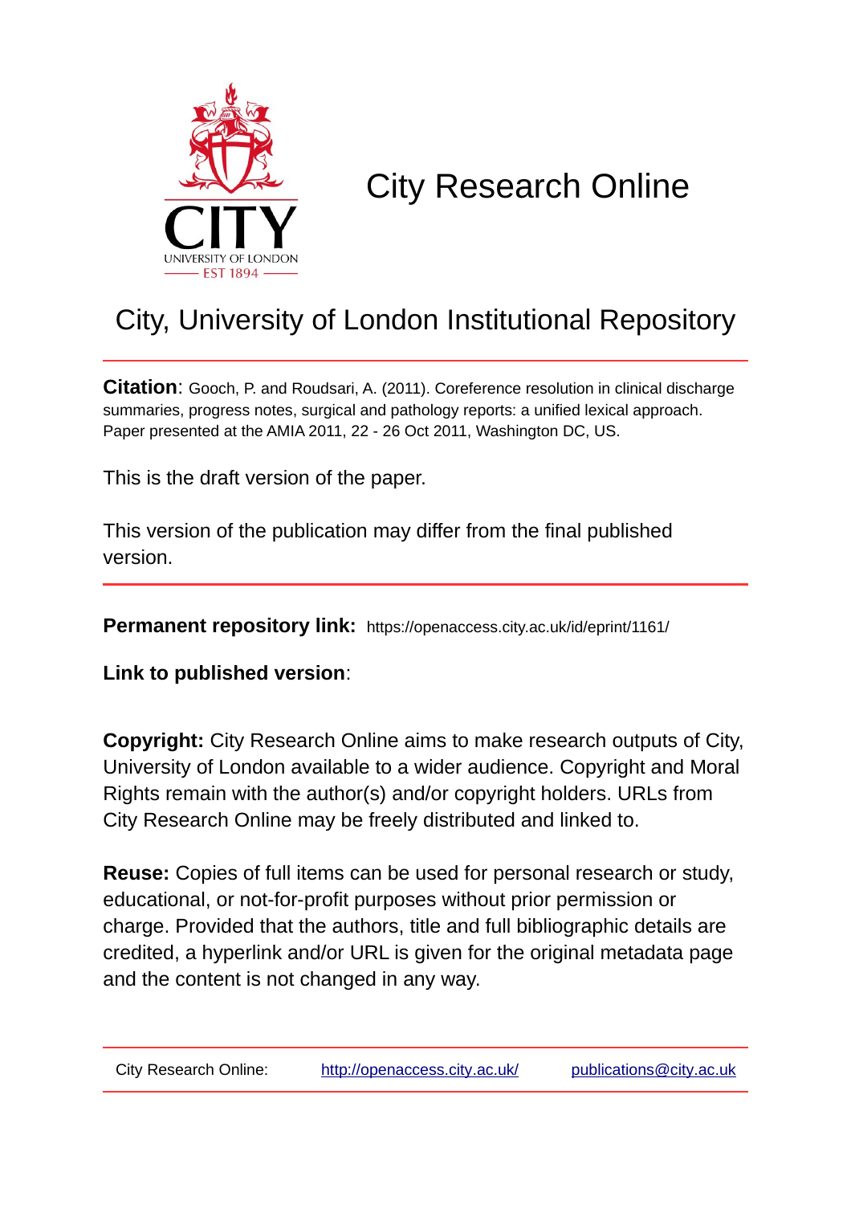# City Research Online

## City, University of London Institutional Repository

**Citation**: Gooch, P. and Roudsari, A. (2011). Coreference resolution in clinical discharge summaries, progress notes, surgical and pathology reports: a unified lexical approach. Paper presented at the AMIA 2011, 22 - 26 Oct 2011, Washington DC, US.

This is the draft version of the paper.

This version of the publication may differ from the final published version.

**Permanent repository link:** https://openaccess.city.ac.uk/id/eprint/1161/

**Link to published version**:

**Copyright:** City Research Online aims to make research outputs of City, University of London available to a wider audience. Copyright and Moral Rights remain with the author(s) and/or copyright holders. URLs from City Research Online may be freely distributed and linked to.

**Reuse:** Copies of full items can be used for personal research or study, educational, or not-for-profit purposes without prior permission or charge. Provided that the authors, title and full bibliographic details are credited, a hyperlink and/or URL is given for the original metadata page and the content is not changed in any way.

City Research Online: http://openaccess.city.ac.uk/ publications@city.ac.uk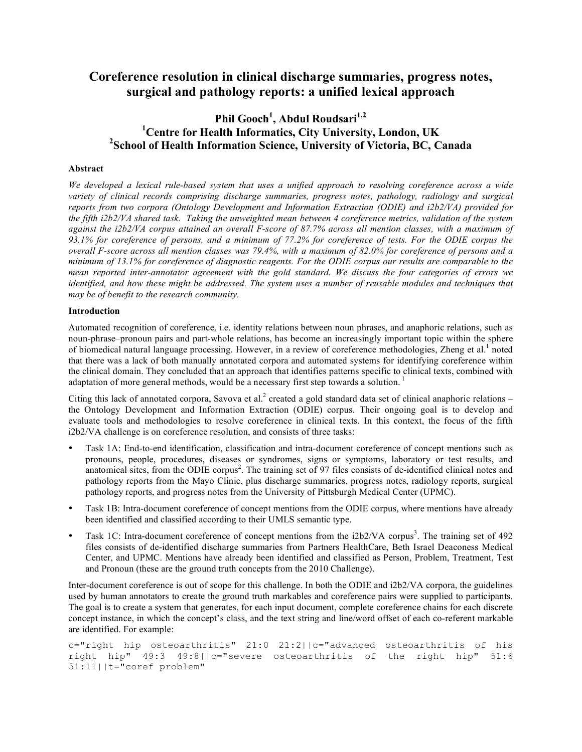# Coreference resolution in clinical discharge summaries, progress notes, surgical and pathology reports: a unified lexical approach

**Phil Gooch[1], Abdul Roudsari[1,2]**
**[1]Centre for Health Informatics, City University, London, UK**
**[2]School of Health Information Science, University of Victoria, BC, Canada**

### Abstract

*We developed a lexical rule-based system that uses a unified approach to resolving coreference across a wide variety of clinical records comprising discharge summaries, progress notes, pathology, radiology and surgical reports from two corpora (Ontology Development and Information Extraction (ODIE) and i2b2/VA) provided for the fifth i2b2/VA shared task. Taking the unweighted mean between 4 coreference metrics, validation of the system against the i2b2/VA corpus attained an overall F-score of 87.7% across all mention classes, with a maximum of 93.1% for coreference of persons, and a minimum of 77.2% for coreference of tests. For the ODIE corpus the overall F-score across all mention classes was 79.4%, with a maximum of 82.0% for coreference of persons and a minimum of 13.1% for coreference of diagnostic reagents. For the ODIE corpus our results are comparable to the mean reported inter-annotator agreement with the gold standard. We discuss the four categories of errors we identified, and how these might be addressed. The system uses a number of reusable modules and techniques that may be of benefit to the research community.*

### Introduction

Automated recognition of coreference, i.e. identity relations between noun phrases, and anaphoric relations, such as noun-phrase–pronoun pairs and part-whole relations, has become an increasingly important topic within the sphere of biomedical natural language processing. However, in a review of coreference methodologies, Zheng et al.[1] noted that there was a lack of both manually annotated corpora and automated systems for identifying coreference within the clinical domain. They concluded that an approach that identifies patterns specific to clinical texts, combined with adaptation of more general methods, would be a necessary first step towards a solution.[1]

Citing this lack of annotated corpora, Savova et al.[2] created a gold standard data set of clinical anaphoric relations – the Ontology Development and Information Extraction (ODIE) corpus. Their ongoing goal is to develop and evaluate tools and methodologies to resolve coreference in clinical texts. In this context, the focus of the fifth i2b2/VA challenge is on coreference resolution, and consists of three tasks:

- Task 1A: End-to-end identification, classification and intra-document coreference of concept mentions such as pronouns, people, procedures, diseases or syndromes, signs or symptoms, laboratory or test results, and anatomical sites, from the ODIE corpus[2]. The training set of 97 files consists of de-identified clinical notes and pathology reports from the Mayo Clinic, plus discharge summaries, progress notes, radiology reports, surgical pathology reports, and progress notes from the University of Pittsburgh Medical Center (UPMC).
- Task 1B: Intra-document coreference of concept mentions from the ODIE corpus, where mentions have already been identified and classified according to their UMLS semantic type.
- Task 1C: Intra-document coreference of concept mentions from the i2b2/VA corpus[3]. The training set of 492 files consists of de-identified discharge summaries from Partners HealthCare, Beth Israel Deaconess Medical Center, and UPMC. Mentions have already been identified and classified as Person, Problem, Treatment, Test and Pronoun (these are the ground truth concepts from the 2010 Challenge).

Inter-document coreference is out of scope for this challenge. In both the ODIE and i2b2/VA corpora, the guidelines used by human annotators to create the ground truth markables and coreference pairs were supplied to participants. The goal is to create a system that generates, for each input document, complete coreference chains for each discrete concept instance, in which the concept's class, and the text string and line/word offset of each co-referent markable are identified. For example:

```
c="right hip osteoarthritis" 21:0 21:2||c="advanced osteoarthritis of his right hip" 49:3 49:8||c="severe osteoarthritis of the right hip" 51:6 51:11||t="coref problem"
```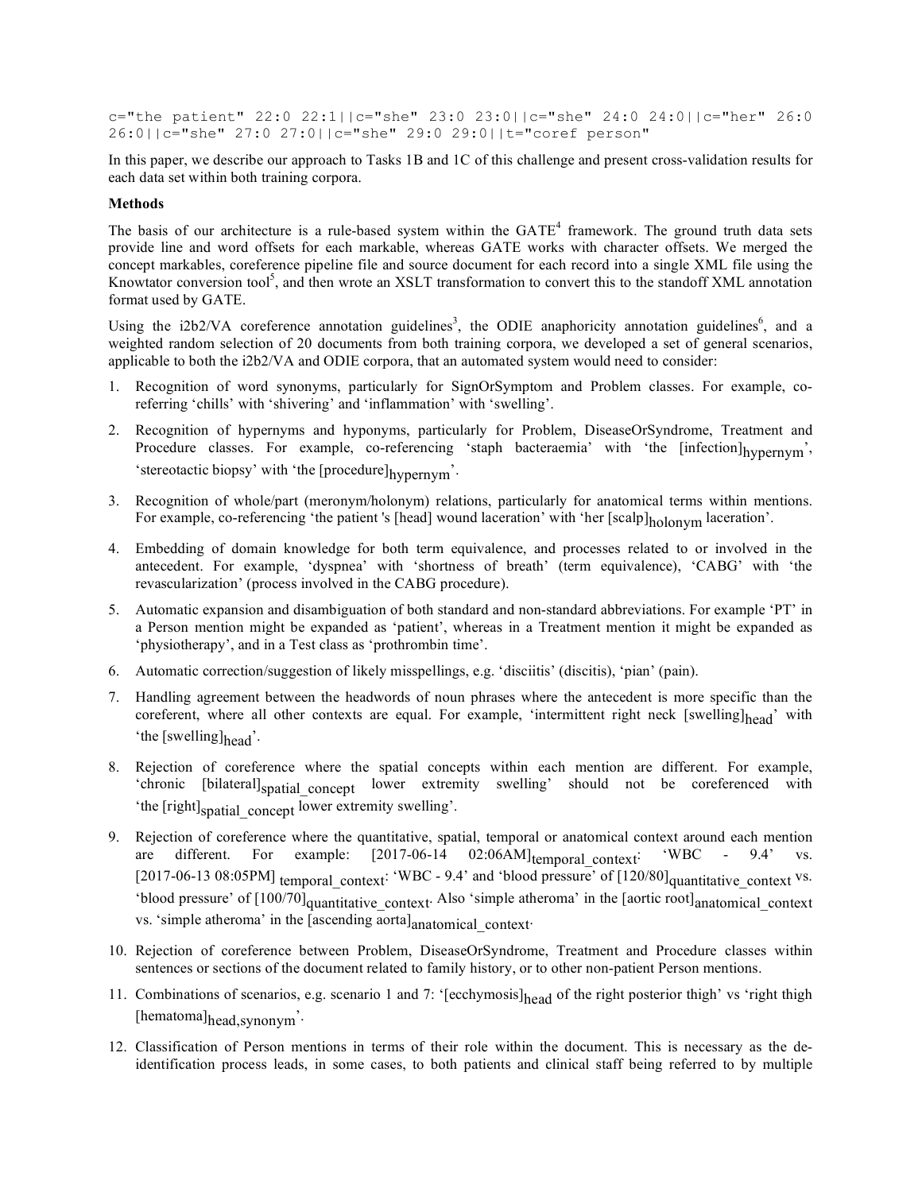```
c="the patient" 22:0 22:1||c="she" 23:0 23:0||c="she" 24:0 24:0||c="her" 26:0
26:0||c="she" 27:0 27:0||c="she" 29:0 29:0||t="coref person"
```

In this paper, we describe our approach to Tasks 1B and 1C of this challenge and present cross-validation results for each data set within both training corpora.

**Methods**

The basis of our architecture is a rule-based system within the GATE[4] framework. The ground truth data sets provide line and word offsets for each markable, whereas GATE works with character offsets. We merged the concept markables, coreference pipeline file and source document for each record into a single XML file using the Knowtator conversion tool[5], and then wrote an XSLT transformation to convert this to the standoff XML annotation format used by GATE.

Using the i2b2/VA coreference annotation guidelines[3], the ODIE anaphoricity annotation guidelines[6], and a weighted random selection of 20 documents from both training corpora, we developed a set of general scenarios, applicable to both the i2b2/VA and ODIE corpora, that an automated system would need to consider:

1. Recognition of word synonyms, particularly for SignOrSymptom and Problem classes. For example, co-referring 'chills' with 'shivering' and 'inflammation' with 'swelling'.
2. Recognition of hypernyms and hyponyms, particularly for Problem, DiseaseOrSyndrome, Treatment and Procedure classes. For example, co-referencing 'staph bacteraemia' with 'the [infection]$_{\text{hypernym}}$', 'stereotactic biopsy' with 'the [procedure]$_{\text{hypernym}}$'.
3. Recognition of whole/part (meronym/holonym) relations, particularly for anatomical terms within mentions. For example, co-referencing 'the patient 's [head] wound laceration' with 'her [scalp]$_{\text{holonym}}$ laceration'.
4. Embedding of domain knowledge for both term equivalence, and processes related to or involved in the antecedent. For example, 'dyspnea' with 'shortness of breath' (term equivalence), 'CABG' with 'the revascularization' (process involved in the CABG procedure).
5. Automatic expansion and disambiguation of both standard and non-standard abbreviations. For example 'PT' in a Person mention might be expanded as 'patient', whereas in a Treatment mention it might be expanded as 'physiotherapy', and in a Test class as 'prothrombin time'.
6. Automatic correction/suggestion of likely misspellings, e.g. 'disciitis' (discitis), 'pian' (pain).
7. Handling agreement between the headwords of noun phrases where the antecedent is more specific than the coreferent, where all other contexts are equal. For example, 'intermittent right neck [swelling]$_{\text{head}}$' with 'the [swelling]$_{\text{head}}$'.
8. Rejection of coreference where the spatial concepts within each mention are different. For example, 'chronic [bilateral]$_{\text{spatial\_concept}}$ lower extremity swelling' should not be coreferenced with 'the [right]$_{\text{spatial\_concept}}$ lower extremity swelling'.
9. Rejection of coreference where the quantitative, spatial, temporal or anatomical context around each mention are different. For example: [2017-06-14 02:06AM]$_{\text{temporal\_context}}$: 'WBC - 9.4' vs. [2017-06-13 08:05PM]$_{\text{temporal\_context}}$: 'WBC - 9.4' and 'blood pressure' of [120/80]$_{\text{quantitative\_context}}$ vs. 'blood pressure' of [100/70]$_{\text{quantitative\_context}}$. Also 'simple atheroma' in the [aortic root]$_{\text{anatomical\_context}}$ vs. 'simple atheroma' in the [ascending aorta]$_{\text{anatomical\_context}}$.
10. Rejection of coreference between Problem, DiseaseOrSyndrome, Treatment and Procedure classes within sentences or sections of the document related to family history, or to other non-patient Person mentions.
11. Combinations of scenarios, e.g. scenario 1 and 7: '[ecchymosis]$_{\text{head}}$ of the right posterior thigh' vs 'right thigh [hematoma]$_{\text{head,synonym}}$'.
12. Classification of Person mentions in terms of their role within the document. This is necessary as the de-identification process leads, in some cases, to both patients and clinical staff being referred to by multiple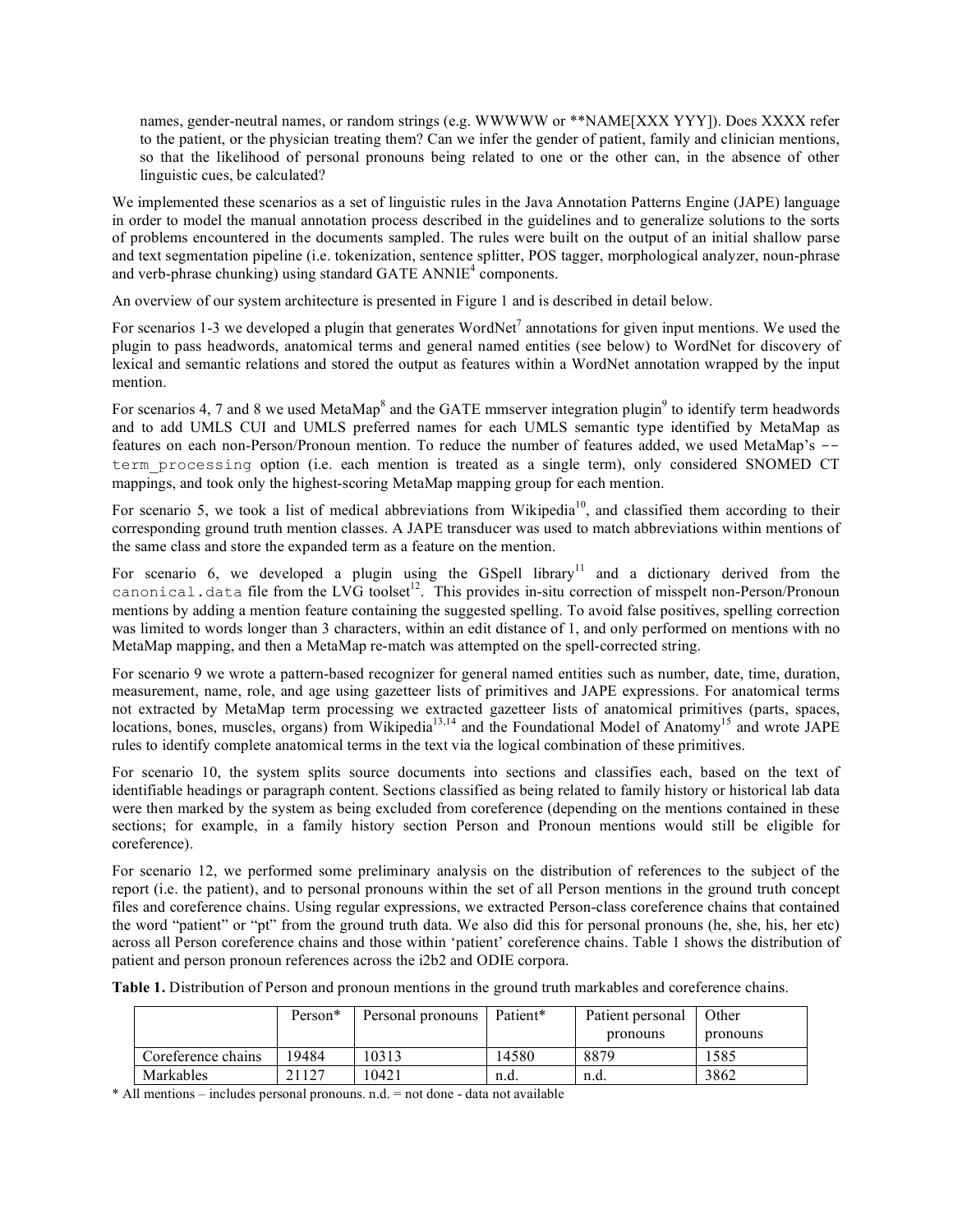names, gender-neutral names, or random strings (e.g. WWWWW or **NAME[XXX YYY]). Does XXXX refer to the patient, or the physician treating them? Can we infer the gender of patient, family and clinician mentions, so that the likelihood of personal pronouns being related to one or the other can, in the absence of other linguistic cues, be calculated?

We implemented these scenarios as a set of linguistic rules in the Java Annotation Patterns Engine (JAPE) language in order to model the manual annotation process described in the guidelines and to generalize solutions to the sorts of problems encountered in the documents sampled. The rules were built on the output of an initial shallow parse and text segmentation pipeline (i.e. tokenization, sentence splitter, POS tagger, morphological analyzer, noun-phrase and verb-phrase chunking) using standard GATE ANNIE[4] components.

An overview of our system architecture is presented in Figure 1 and is described in detail below.

For scenarios 1-3 we developed a plugin that generates WordNet[7] annotations for given input mentions. We used the plugin to pass headwords, anatomical terms and general named entities (see below) to WordNet for discovery of lexical and semantic relations and stored the output as features within a WordNet annotation wrapped by the input mention.

For scenarios 4, 7 and 8 we used MetaMap[8] and the GATE mmserver integration plugin[9] to identify term headwords and to add UMLS CUI and UMLS preferred names for each UMLS semantic type identified by MetaMap as features on each non-Person/Pronoun mention. To reduce the number of features added, we used MetaMap's `--term_processing` option (i.e. each mention is treated as a single term), only considered SNOMED CT mappings, and took only the highest-scoring MetaMap mapping group for each mention.

For scenario 5, we took a list of medical abbreviations from Wikipedia[10], and classified them according to their corresponding ground truth mention classes. A JAPE transducer was used to match abbreviations within mentions of the same class and store the expanded term as a feature on the mention.

For scenario 6, we developed a plugin using the GSpell library[11] and a dictionary derived from the `canonical.data` file from the LVG toolset[12]. This provides in-situ correction of misspelt non-Person/Pronoun mentions by adding a mention feature containing the suggested spelling. To avoid false positives, spelling correction was limited to words longer than 3 characters, within an edit distance of 1, and only performed on mentions with no MetaMap mapping, and then a MetaMap re-match was attempted on the spell-corrected string.

For scenario 9 we wrote a pattern-based recognizer for general named entities such as number, date, time, duration, measurement, name, role, and age using gazetteer lists of primitives and JAPE expressions. For anatomical terms not extracted by MetaMap term processing we extracted gazetteer lists of anatomical primitives (parts, spaces, locations, bones, muscles, organs) from Wikipedia[13,14] and the Foundational Model of Anatomy[15] and wrote JAPE rules to identify complete anatomical terms in the text via the logical combination of these primitives.

For scenario 10, the system splits source documents into sections and classifies each, based on the text of identifiable headings or paragraph content. Sections classified as being related to family history or historical lab data were then marked by the system as being excluded from coreference (depending on the mentions contained in these sections; for example, in a family history section Person and Pronoun mentions would still be eligible for coreference).

For scenario 12, we performed some preliminary analysis on the distribution of references to the subject of the report (i.e. the patient), and to personal pronouns within the set of all Person mentions in the ground truth concept files and coreference chains. Using regular expressions, we extracted Person-class coreference chains that contained the word "patient" or "pt" from the ground truth data. We also did this for personal pronouns (he, she, his, her etc) across all Person coreference chains and those within 'patient' coreference chains. Table 1 shows the distribution of patient and person pronoun references across the i2b2 and ODIE corpora.

**Table 1.** Distribution of Person and pronoun mentions in the ground truth markables and coreference chains.

| | Person* | Personal pronouns | Patient* | Patient personal pronouns | Other pronouns |
|---|---|---|---|---|---|
| Coreference chains | 19484 | 10313 | 14580 | 8879 | 1585 |
| Markables | 21127 | 10421 | n.d. | n.d. | 3862 |

* All mentions – includes personal pronouns. n.d. = not done - data not available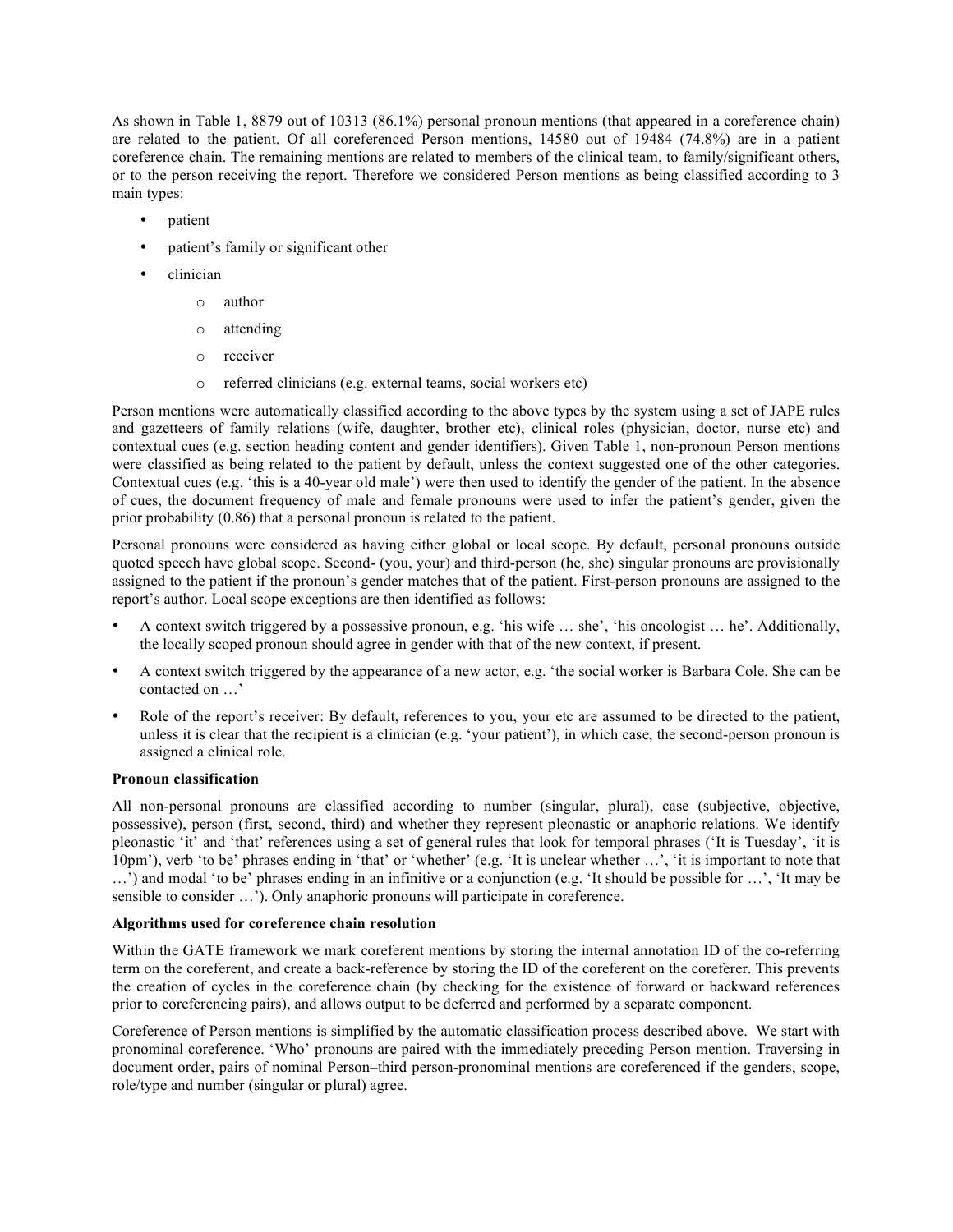As shown in Table 1, 8879 out of 10313 (86.1%) personal pronoun mentions (that appeared in a coreference chain) are related to the patient. Of all coreferenced Person mentions, 14580 out of 19484 (74.8%) are in a patient coreference chain. The remaining mentions are related to members of the clinical team, to family/significant others, or to the person receiving the report. Therefore we considered Person mentions as being classified according to 3 main types:

- patient
- patient's family or significant other
- clinician
    - author
    - attending
    - receiver
    - referred clinicians (e.g. external teams, social workers etc)

Person mentions were automatically classified according to the above types by the system using a set of JAPE rules and gazetteers of family relations (wife, daughter, brother etc), clinical roles (physician, doctor, nurse etc) and contextual cues (e.g. section heading content and gender identifiers). Given Table 1, non-pronoun Person mentions were classified as being related to the patient by default, unless the context suggested one of the other categories. Contextual cues (e.g. 'this is a 40-year old male') were then used to identify the gender of the patient. In the absence of cues, the document frequency of male and female pronouns were used to infer the patient's gender, given the prior probability (0.86) that a personal pronoun is related to the patient.

Personal pronouns were considered as having either global or local scope. By default, personal pronouns outside quoted speech have global scope. Second- (you, your) and third-person (he, she) singular pronouns are provisionally assigned to the patient if the pronoun's gender matches that of the patient. First-person pronouns are assigned to the report's author. Local scope exceptions are then identified as follows:

- A context switch triggered by a possessive pronoun, e.g. 'his wife … she', 'his oncologist … he'. Additionally, the locally scoped pronoun should agree in gender with that of the new context, if present.
- A context switch triggered by the appearance of a new actor, e.g. 'the social worker is Barbara Cole. She can be contacted on …'
- Role of the report's receiver: By default, references to you, your etc are assumed to be directed to the patient, unless it is clear that the recipient is a clinician (e.g. 'your patient'), in which case, the second-person pronoun is assigned a clinical role.

**Pronoun classification**

All non-personal pronouns are classified according to number (singular, plural), case (subjective, objective, possessive), person (first, second, third) and whether they represent pleonastic or anaphoric relations. We identify pleonastic 'it' and 'that' references using a set of general rules that look for temporal phrases ('It is Tuesday', 'it is 10pm'), verb 'to be' phrases ending in 'that' or 'whether' (e.g. 'It is unclear whether …', 'it is important to note that …') and modal 'to be' phrases ending in an infinitive or a conjunction (e.g. 'It should be possible for …', 'It may be sensible to consider …'). Only anaphoric pronouns will participate in coreference.

**Algorithms used for coreference chain resolution**

Within the GATE framework we mark coreferent mentions by storing the internal annotation ID of the co-referring term on the coreferent, and create a back-reference by storing the ID of the coreferent on the coreferer. This prevents the creation of cycles in the coreference chain (by checking for the existence of forward or backward references prior to coreferencing pairs), and allows output to be deferred and performed by a separate component.

Coreference of Person mentions is simplified by the automatic classification process described above. We start with pronominal coreference. 'Who' pronouns are paired with the immediately preceding Person mention. Traversing in document order, pairs of nominal Person–third person-pronominal mentions are coreferenced if the genders, scope, role/type and number (singular or plural) agree.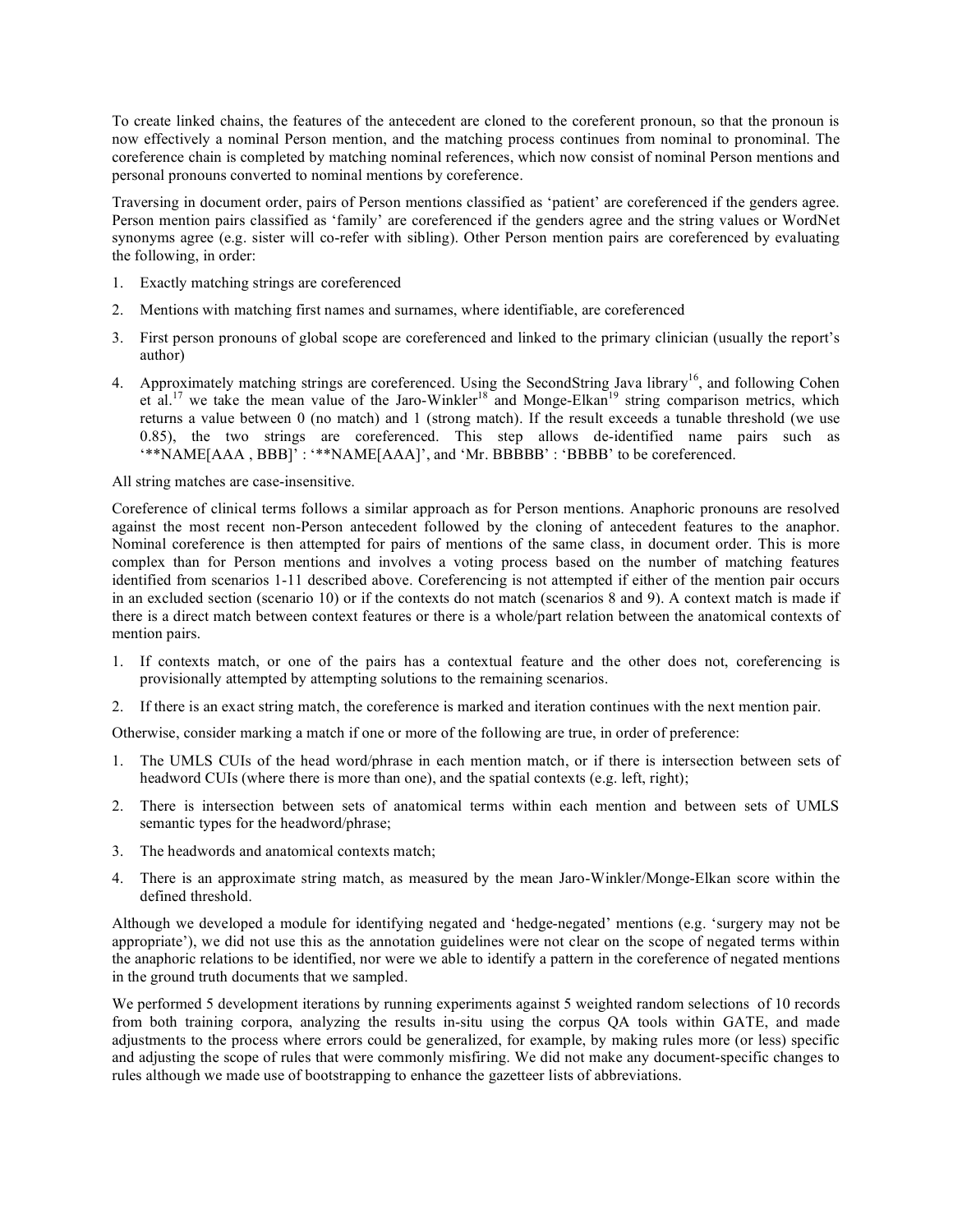To create linked chains, the features of the antecedent are cloned to the coreferent pronoun, so that the pronoun is now effectively a nominal Person mention, and the matching process continues from nominal to pronominal. The coreference chain is completed by matching nominal references, which now consist of nominal Person mentions and personal pronouns converted to nominal mentions by coreference.

Traversing in document order, pairs of Person mentions classified as 'patient' are coreferenced if the genders agree. Person mention pairs classified as 'family' are coreferenced if the genders agree and the string values or WordNet synonyms agree (e.g. sister will co-refer with sibling). Other Person mention pairs are coreferenced by evaluating the following, in order:

1. Exactly matching strings are coreferenced
2. Mentions with matching first names and surnames, where identifiable, are coreferenced
3. First person pronouns of global scope are coreferenced and linked to the primary clinician (usually the report's author)
4. Approximately matching strings are coreferenced. Using the SecondString Java library[16], and following Cohen et al.[17] we take the mean value of the Jaro-Winkler[18] and Monge-Elkan[19] string comparison metrics, which returns a value between 0 (no match) and 1 (strong match). If the result exceeds a tunable threshold (we use 0.85), the two strings are coreferenced. This step allows de-identified name pairs such as '**NAME[AAA , BBB]' : '**NAME[AAA]', and 'Mr. BBBBB' : 'BBBB' to be coreferenced.

All string matches are case-insensitive.

Coreference of clinical terms follows a similar approach as for Person mentions. Anaphoric pronouns are resolved against the most recent non-Person antecedent followed by the cloning of antecedent features to the anaphor. Nominal coreference is then attempted for pairs of mentions of the same class, in document order. This is more complex than for Person mentions and involves a voting process based on the number of matching features identified from scenarios 1-11 described above. Coreferencing is not attempted if either of the mention pair occurs in an excluded section (scenario 10) or if the contexts do not match (scenarios 8 and 9). A context match is made if there is a direct match between context features or there is a whole/part relation between the anatomical contexts of mention pairs.

1. If contexts match, or one of the pairs has a contextual feature and the other does not, coreferencing is provisionally attempted by attempting solutions to the remaining scenarios.
2. If there is an exact string match, the coreference is marked and iteration continues with the next mention pair.

Otherwise, consider marking a match if one or more of the following are true, in order of preference:

1. The UMLS CUIs of the head word/phrase in each mention match, or if there is intersection between sets of headword CUIs (where there is more than one), and the spatial contexts (e.g. left, right);
2. There is intersection between sets of anatomical terms within each mention and between sets of UMLS semantic types for the headword/phrase;
3. The headwords and anatomical contexts match;
4. There is an approximate string match, as measured by the mean Jaro-Winkler/Monge-Elkan score within the defined threshold.

Although we developed a module for identifying negated and 'hedge-negated' mentions (e.g. 'surgery may not be appropriate'), we did not use this as the annotation guidelines were not clear on the scope of negated terms within the anaphoric relations to be identified, nor were we able to identify a pattern in the coreference of negated mentions in the ground truth documents that we sampled.

We performed 5 development iterations by running experiments against 5 weighted random selections of 10 records from both training corpora, analyzing the results in-situ using the corpus QA tools within GATE, and made adjustments to the process where errors could be generalized, for example, by making rules more (or less) specific and adjusting the scope of rules that were commonly misfiring. We did not make any document-specific changes to rules although we made use of bootstrapping to enhance the gazetteer lists of abbreviations.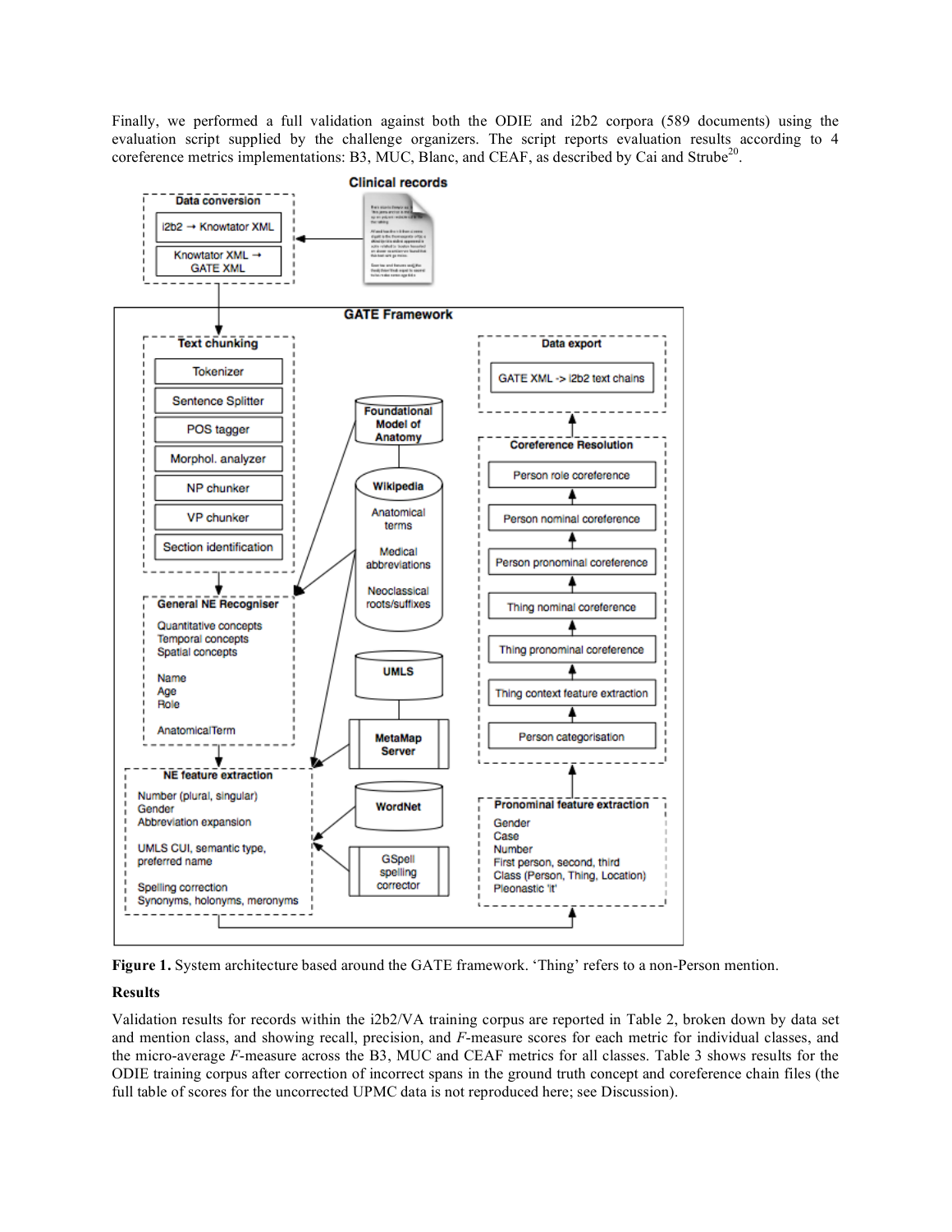Finally, we performed a full validation against both the ODIE and i2b2 corpora (589 documents) using the evaluation script supplied by the challenge organizers. The script reports evaluation results according to 4 coreference metrics implementations: B3, MUC, Blanc, and CEAF, as described by Cai and Strube[20].

**Figure 1.** System architecture based around the GATE framework. 'Thing' refers to a non-Person mention.

**Results**

Validation results for records within the i2b2/VA training corpus are reported in Table 2, broken down by data set and mention class, and showing recall, precision, and *F*-measure scores for each metric for individual classes, and the micro-average *F*-measure across the B3, MUC and CEAF metrics for all classes. Table 3 shows results for the ODIE training corpus after correction of incorrect spans in the ground truth concept and coreference chain files (the full table of scores for the uncorrected UPMC data is not reproduced here; see Discussion).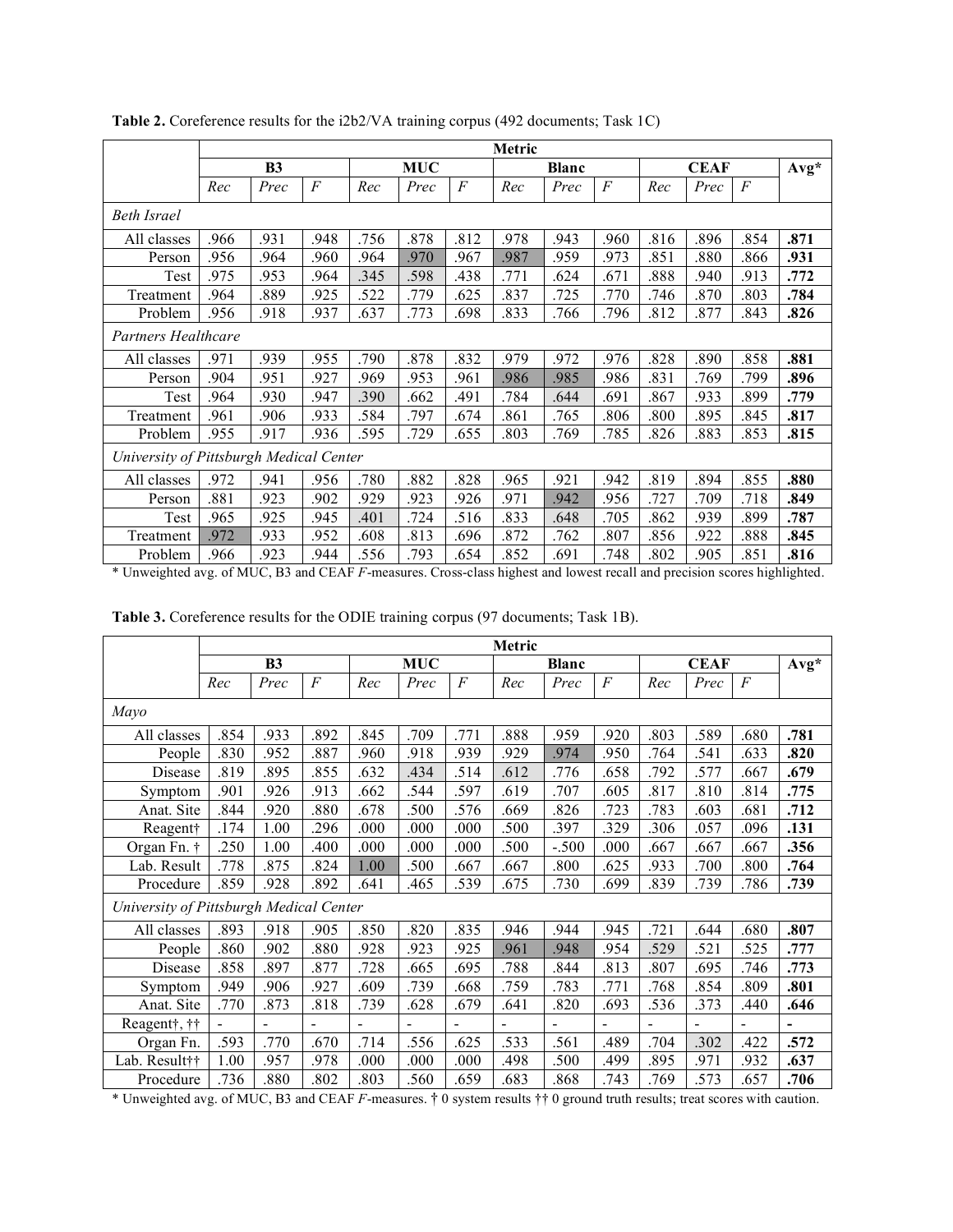**Table 2.** Coreference results for the i2b2/VA training corpus (492 documents; Task 1C)

| | Metric | | | | | | | | | | | | |
|---|---|---|---|---|---|---|---|---|---|---|---|---|---|
| | B3 | | | MUC | | | Blanc | | | CEAF | | | Avg* |
| | *Rec* | *Prec* | *F* | *Rec* | *Prec* | *F* | *Rec* | *Prec* | *F* | *Rec* | *Prec* | *F* | |
| *Beth Israel* | | | | | | | | | | | | | |
| All classes | .966 | .931 | .948 | .756 | .878 | .812 | .978 | .943 | .960 | .816 | .896 | .854 | **.871** |
| Person | .956 | .964 | .960 | .964 | .970 | .967 | .987 | .959 | .973 | .851 | .880 | .866 | **.931** |
| Test | .975 | .953 | .964 | .345 | .598 | .438 | .771 | .624 | .671 | .888 | .940 | .913 | **.772** |
| Treatment | .964 | .889 | .925 | .522 | .779 | .625 | .837 | .725 | .770 | .746 | .870 | .803 | **.784** |
| Problem | .956 | .918 | .937 | .637 | .773 | .698 | .833 | .766 | .796 | .812 | .877 | .843 | **.826** |
| *Partners Healthcare* | | | | | | | | | | | | | |
| All classes | .971 | .939 | .955 | .790 | .878 | .832 | .979 | .972 | .976 | .828 | .890 | .858 | **.881** |
| Person | .904 | .951 | .927 | .969 | .953 | .961 | .986 | .985 | .986 | .831 | .769 | .799 | **.896** |
| Test | .964 | .930 | .947 | .390 | .662 | .491 | .784 | .644 | .691 | .867 | .933 | .899 | **.779** |
| Treatment | .961 | .906 | .933 | .584 | .797 | .674 | .861 | .765 | .806 | .800 | .895 | .845 | **.817** |
| Problem | .955 | .917 | .936 | .595 | .729 | .655 | .803 | .769 | .785 | .826 | .883 | .853 | **.815** |
| *University of Pittsburgh Medical Center* | | | | | | | | | | | | | |
| All classes | .972 | .941 | .956 | .780 | .882 | .828 | .965 | .921 | .942 | .819 | .894 | .855 | **.880** |
| Person | .881 | .923 | .902 | .929 | .923 | .926 | .971 | .942 | .956 | .727 | .709 | .718 | **.849** |
| Test | .965 | .925 | .945 | .401 | .724 | .516 | .833 | .648 | .705 | .862 | .939 | .899 | **.787** |
| Treatment | .972 | .933 | .952 | .608 | .813 | .696 | .872 | .762 | .807 | .856 | .922 | .888 | **.845** |
| Problem | .966 | .923 | .944 | .556 | .793 | .654 | .852 | .691 | .748 | .802 | .905 | .851 | **.816** |

\* Unweighted avg. of MUC, B3 and CEAF *F*-measures. Cross-class highest and lowest recall and precision scores highlighted.

**Table 3.** Coreference results for the ODIE training corpus (97 documents; Task 1B).

| | Metric | | | | | | | | | | | | |
|---|---|---|---|---|---|---|---|---|---|---|---|---|---|
| | B3 | | | MUC | | | Blanc | | | CEAF | | | Avg* |
| | *Rec* | *Prec* | *F* | *Rec* | *Prec* | *F* | *Rec* | *Prec* | *F* | *Rec* | *Prec* | *F* | |
| *Mayo* | | | | | | | | | | | | | |
| All classes | .854 | .933 | .892 | .845 | .709 | .771 | .888 | .959 | .920 | .803 | .589 | .680 | **.781** |
| People | .830 | .952 | .887 | .960 | .918 | .939 | .929 | .974 | .950 | .764 | .541 | .633 | **.820** |
| Disease | .819 | .895 | .855 | .632 | .434 | .514 | .612 | .776 | .658 | .792 | .577 | .667 | **.679** |
| Symptom | .901 | .926 | .913 | .662 | .544 | .597 | .619 | .707 | .605 | .817 | .810 | .814 | **.775** |
| Anat. Site | .844 | .920 | .880 | .678 | .500 | .576 | .669 | .826 | .723 | .783 | .603 | .681 | **.712** |
| Reagent† | .174 | 1.00 | .296 | .000 | .000 | .000 | .500 | .397 | .329 | .306 | .057 | .096 | **.131** |
| Organ Fn. † | .250 | 1.00 | .400 | .000 | .000 | .000 | .500 | -.500 | .000 | .667 | .667 | .667 | **.356** |
| Lab. Result | .778 | .875 | .824 | 1.00 | .500 | .667 | .667 | .800 | .625 | .933 | .700 | .800 | **.764** |
| Procedure | .859 | .928 | .892 | .641 | .465 | .539 | .675 | .730 | .699 | .839 | .739 | .786 | **.739** |
| *University of Pittsburgh Medical Center* | | | | | | | | | | | | | |
| All classes | .893 | .918 | .905 | .850 | .820 | .835 | .946 | .944 | .945 | .721 | .644 | .680 | **.807** |
| People | .860 | .902 | .880 | .928 | .923 | .925 | .961 | .948 | .954 | .529 | .521 | .525 | **.777** |
| Disease | .858 | .897 | .877 | .728 | .665 | .695 | .788 | .844 | .813 | .807 | .695 | .746 | **.773** |
| Symptom | .949 | .906 | .927 | .609 | .739 | .668 | .759 | .783 | .771 | .768 | .854 | .809 | **.801** |
| Anat. Site | .770 | .873 | .818 | .739 | .628 | .679 | .641 | .820 | .693 | .536 | .373 | .440 | **.646** |
| Reagent†, †† | - | - | - | - | - | - | - | - | - | - | - | - | **-** |
| Organ Fn. | .593 | .770 | .670 | .714 | .556 | .625 | .533 | .561 | .489 | .704 | .302 | .422 | **.572** |
| Lab. Result†† | 1.00 | .957 | .978 | .000 | .000 | .000 | .498 | .500 | .499 | .895 | .971 | .932 | **.637** |
| Procedure | .736 | .880 | .802 | .803 | .560 | .659 | .683 | .868 | .743 | .769 | .573 | .657 | **.706** |

\* Unweighted avg. of MUC, B3 and CEAF *F*-measures. † 0 system results †† 0 ground truth results; treat scores with caution.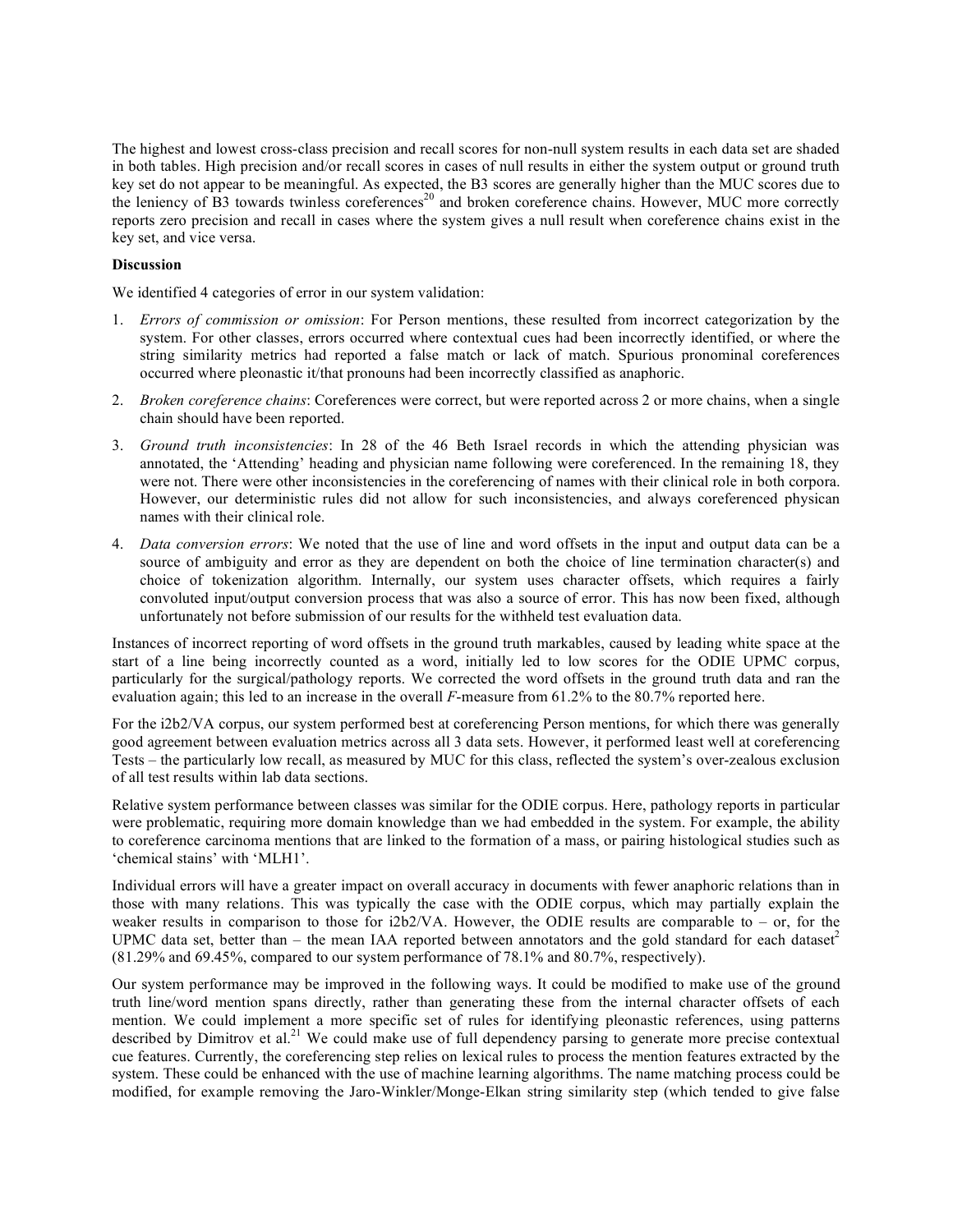The highest and lowest cross-class precision and recall scores for non-null system results in each data set are shaded in both tables. High precision and/or recall scores in cases of null results in either the system output or ground truth key set do not appear to be meaningful. As expected, the B3 scores are generally higher than the MUC scores due to the leniency of B3 towards twinless coreferences[20] and broken coreference chains. However, MUC more correctly reports zero precision and recall in cases where the system gives a null result when coreference chains exist in the key set, and vice versa.

**Discussion**

We identified 4 categories of error in our system validation:

1. *Errors of commission or omission*: For Person mentions, these resulted from incorrect categorization by the system. For other classes, errors occurred where contextual cues had been incorrectly identified, or where the string similarity metrics had reported a false match or lack of match. Spurious pronominal coreferences occurred where pleonastic it/that pronouns had been incorrectly classified as anaphoric.
2. *Broken coreference chains*: Coreferences were correct, but were reported across 2 or more chains, when a single chain should have been reported.
3. *Ground truth inconsistencies*: In 28 of the 46 Beth Israel records in which the attending physician was annotated, the 'Attending' heading and physician name following were coreferenced. In the remaining 18, they were not. There were other inconsistencies in the coreferencing of names with their clinical role in both corpora. However, our deterministic rules did not allow for such inconsistencies, and always coreferenced physican names with their clinical role.
4. *Data conversion errors*: We noted that the use of line and word offsets in the input and output data can be a source of ambiguity and error as they are dependent on both the choice of line termination character(s) and choice of tokenization algorithm. Internally, our system uses character offsets, which requires a fairly convoluted input/output conversion process that was also a source of error. This has now been fixed, although unfortunately not before submission of our results for the withheld test evaluation data.

Instances of incorrect reporting of word offsets in the ground truth markables, caused by leading white space at the start of a line being incorrectly counted as a word, initially led to low scores for the ODIE UPMC corpus, particularly for the surgical/pathology reports. We corrected the word offsets in the ground truth data and ran the evaluation again; this led to an increase in the overall *F*-measure from 61.2% to the 80.7% reported here.

For the i2b2/VA corpus, our system performed best at coreferencing Person mentions, for which there was generally good agreement between evaluation metrics across all 3 data sets. However, it performed least well at coreferencing Tests – the particularly low recall, as measured by MUC for this class, reflected the system's over-zealous exclusion of all test results within lab data sections.

Relative system performance between classes was similar for the ODIE corpus. Here, pathology reports in particular were problematic, requiring more domain knowledge than we had embedded in the system. For example, the ability to coreference carcinoma mentions that are linked to the formation of a mass, or pairing histological studies such as 'chemical stains' with 'MLH1'.

Individual errors will have a greater impact on overall accuracy in documents with fewer anaphoric relations than in those with many relations. This was typically the case with the ODIE corpus, which may partially explain the weaker results in comparison to those for i2b2/VA. However, the ODIE results are comparable to – or, for the UPMC data set, better than – the mean IAA reported between annotators and the gold standard for each dataset[2] (81.29% and 69.45%, compared to our system performance of 78.1% and 80.7%, respectively).

Our system performance may be improved in the following ways. It could be modified to make use of the ground truth line/word mention spans directly, rather than generating these from the internal character offsets of each mention. We could implement a more specific set of rules for identifying pleonastic references, using patterns described by Dimitrov et al.[21] We could make use of full dependency parsing to generate more precise contextual cue features. Currently, the coreferencing step relies on lexical rules to process the mention features extracted by the system. These could be enhanced with the use of machine learning algorithms. The name matching process could be modified, for example removing the Jaro-Winkler/Monge-Elkan string similarity step (which tended to give false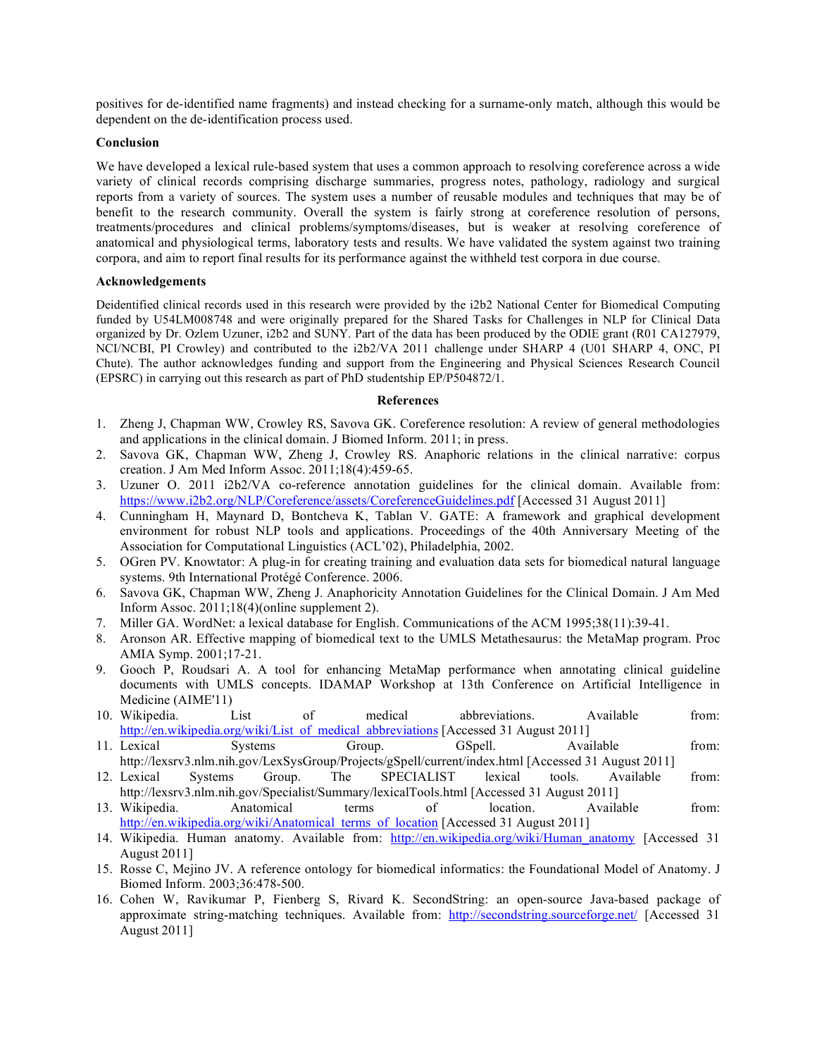positives for de-identified name fragments) and instead checking for a surname-only match, although this would be dependent on the de-identification process used.

### Conclusion

We have developed a lexical rule-based system that uses a common approach to resolving coreference across a wide variety of clinical records comprising discharge summaries, progress notes, pathology, radiology and surgical reports from a variety of sources. The system uses a number of reusable modules and techniques that may be of benefit to the research community. Overall the system is fairly strong at coreference resolution of persons, treatments/procedures and clinical problems/symptoms/diseases, but is weaker at resolving coreference of anatomical and physiological terms, laboratory tests and results. We have validated the system against two training corpora, and aim to report final results for its performance against the withheld test corpora in due course.

### Acknowledgements

Deidentified clinical records used in this research were provided by the i2b2 National Center for Biomedical Computing funded by U54LM008748 and were originally prepared for the Shared Tasks for Challenges in NLP for Clinical Data organized by Dr. Ozlem Uzuner, i2b2 and SUNY. Part of the data has been produced by the ODIE grant (R01 CA127979, NCI/NCBI, PI Crowley) and contributed to the i2b2/VA 2011 challenge under SHARP 4 (U01 SHARP 4, ONC, PI Chute). The author acknowledges funding and support from the Engineering and Physical Sciences Research Council (EPSRC) in carrying out this research as part of PhD studentship EP/P504872/1.

## References

1. Zheng J, Chapman WW, Crowley RS, Savova GK. Coreference resolution: A review of general methodologies and applications in the clinical domain. J Biomed Inform. 2011; in press.
2. Savova GK, Chapman WW, Zheng J, Crowley RS. Anaphoric relations in the clinical narrative: corpus creation. J Am Med Inform Assoc. 2011;18(4):459-65.
3. Uzuner O. 2011 i2b2/VA co-reference annotation guidelines for the clinical domain. Available from: https://www.i2b2.org/NLP/Coreference/assets/CoreferenceGuidelines.pdf [Accessed 31 August 2011]
4. Cunningham H, Maynard D, Bontcheva K, Tablan V. GATE: A framework and graphical development environment for robust NLP tools and applications. Proceedings of the 40th Anniversary Meeting of the Association for Computational Linguistics (ACL'02), Philadelphia, 2002.
5. OGren PV. Knowtator: A plug-in for creating training and evaluation data sets for biomedical natural language systems. 9th International Protégé Conference. 2006.
6. Savova GK, Chapman WW, Zheng J. Anaphoricity Annotation Guidelines for the Clinical Domain. J Am Med Inform Assoc. 2011;18(4)(online supplement 2).
7. Miller GA. WordNet: a lexical database for English. Communications of the ACM 1995;38(11):39-41.
8. Aronson AR. Effective mapping of biomedical text to the UMLS Metathesaurus: the MetaMap program. Proc AMIA Symp. 2001;17-21.
9. Gooch P, Roudsari A. A tool for enhancing MetaMap performance when annotating clinical guideline documents with UMLS concepts. IDAMAP Workshop at 13th Conference on Artificial Intelligence in Medicine (AIME'11)
10. Wikipedia. List of medical abbreviations. Available from: http://en.wikipedia.org/wiki/List_of_medical_abbreviations [Accessed 31 August 2011]
11. Lexical Systems Group. GSpell. Available from: http://lexsrv3.nlm.nih.gov/LexSysGroup/Projects/gSpell/current/index.html [Accessed 31 August 2011]
12. Lexical Systems Group. The SPECIALIST lexical tools. Available from: http://lexsrv3.nlm.nih.gov/Specialist/Summary/lexicalTools.html [Accessed 31 August 2011]
13. Wikipedia. Anatomical terms of location. Available from: http://en.wikipedia.org/wiki/Anatomical_terms_of_location [Accessed 31 August 2011]
14. Wikipedia. Human anatomy. Available from: http://en.wikipedia.org/wiki/Human_anatomy [Accessed 31 August 2011]
15. Rosse C, Mejino JV. A reference ontology for biomedical informatics: the Foundational Model of Anatomy. J Biomed Inform. 2003;36:478-500.
16. Cohen W, Ravikumar P, Fienberg S, Rivard K. SecondString: an open-source Java-based package of approximate string-matching techniques. Available from: http://secondstring.sourceforge.net/ [Accessed 31 August 2011]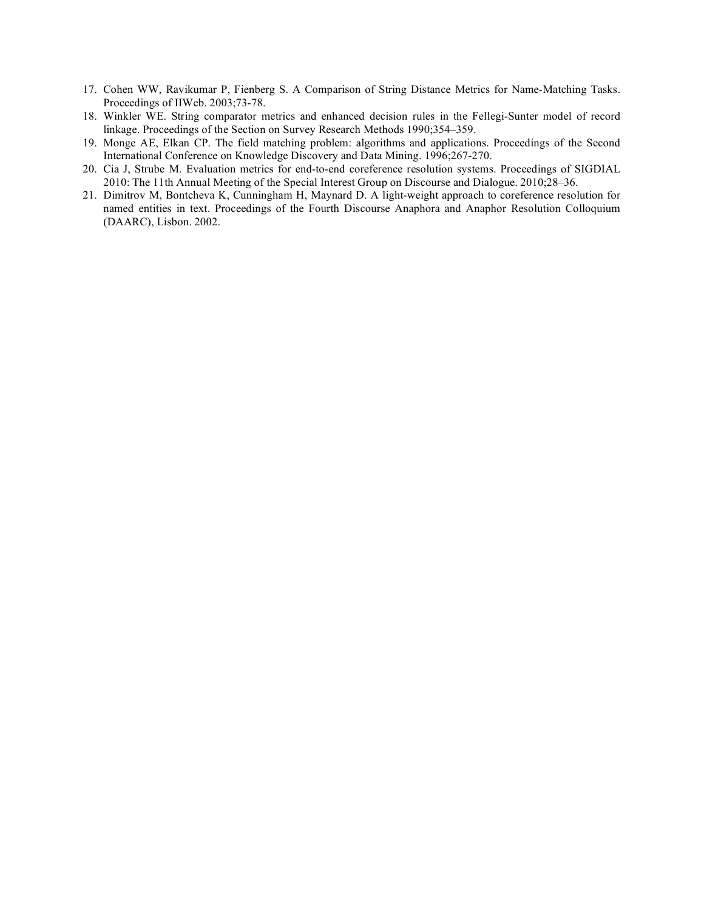17. Cohen WW, Ravikumar P, Fienberg S. A Comparison of String Distance Metrics for Name-Matching Tasks. Proceedings of IIWeb. 2003;73-78.
18. Winkler WE. String comparator metrics and enhanced decision rules in the Fellegi-Sunter model of record linkage. Proceedings of the Section on Survey Research Methods 1990;354–359.
19. Monge AE, Elkan CP. The field matching problem: algorithms and applications. Proceedings of the Second International Conference on Knowledge Discovery and Data Mining. 1996;267-270.
20. Cia J, Strube M. Evaluation metrics for end-to-end coreference resolution systems. Proceedings of SIGDIAL 2010: The 11th Annual Meeting of the Special Interest Group on Discourse and Dialogue. 2010;28–36.
21. Dimitrov M, Bontcheva K, Cunningham H, Maynard D. A light-weight approach to coreference resolution for named entities in text. Proceedings of the Fourth Discourse Anaphora and Anaphor Resolution Colloquium (DAARC), Lisbon. 2002.